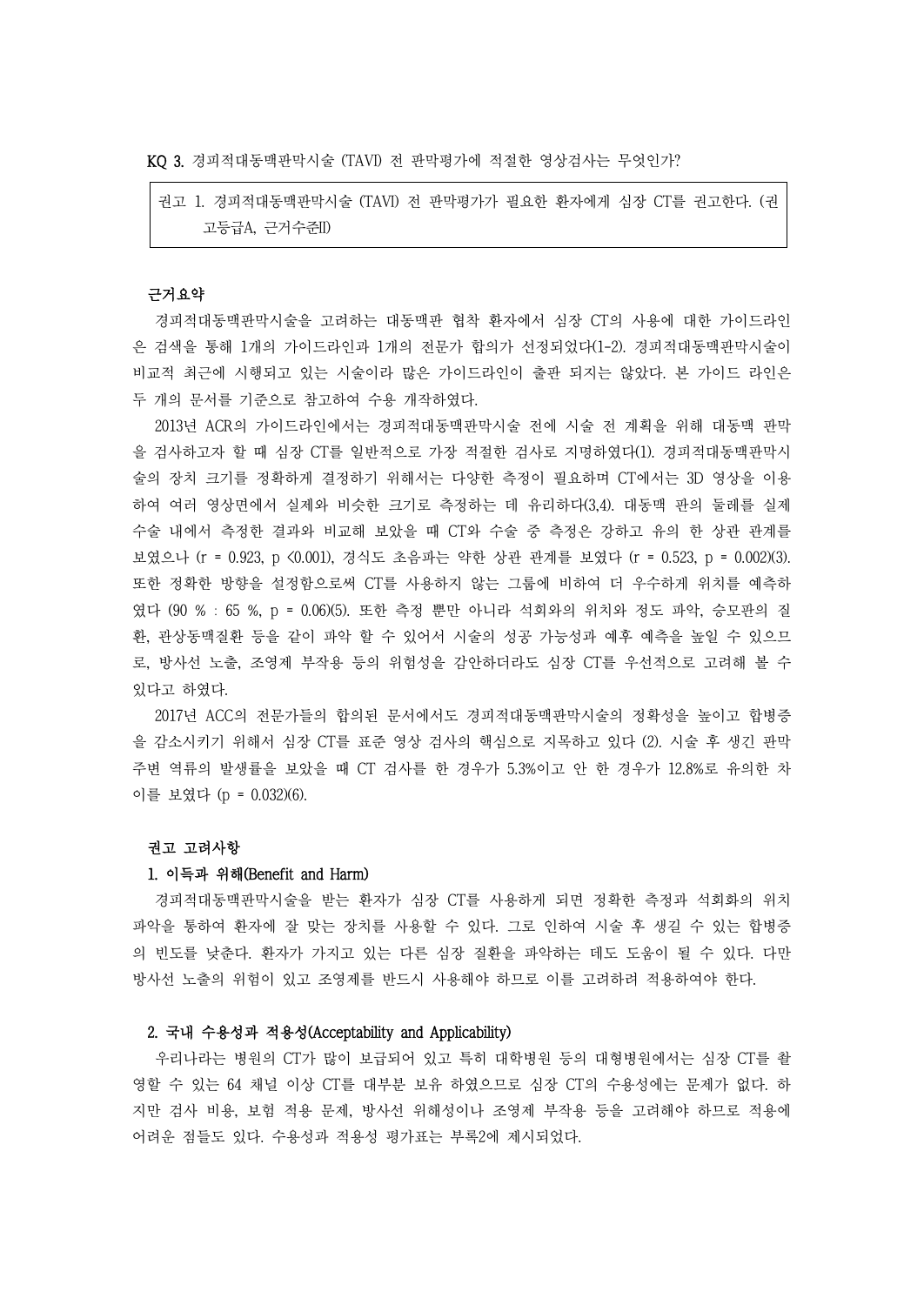**KQ 3.** 경피적대동맥판막시술 (TAVI) 전 판막평가에 적절한 영상검사는 무엇인가?

| 권고 1. 경피적대동맥판막시술 (TAVI) 전 판막평가가 필요한 환자에게 심장 CT를 권고한다. (권고등급A, 근거수준II) |
|---|

**근거요약**

경피적대동맥판막시술을 고려하는 대동맥판 협착 환자에서 심장 CT의 사용에 대한 가이드라인은 검색을 통해 1개의 가이드라인과 1개의 전문가 합의가 선정되었다(1-2). 경피적대동맥판막시술이 비교적 최근에 시행되고 있는 시술이라 많은 가이드라인이 출판 되지는 않았다. 본 가이드 라인은 두 개의 문서를 기준으로 참고하여 수용 개작하였다.

2013년 ACR의 가이드라인에서는 경피적대동맥판막시술 전에 시술 전 계획을 위해 대동맥 판막을 검사하고자 할 때 심장 CT를 일반적으로 가장 적절한 검사로 지명하였다(1). 경피적대동맥판막시술의 장치 크기를 정확하게 결정하기 위해서는 다양한 측정이 필요하며 CT에서는 3D 영상을 이용하여 여러 영상면에서 실제와 비슷한 크기로 측정하는 데 유리하다(3,4). 대동맥 판의 둘레를 실제 수술 내에서 측정한 결과와 비교해 보았을 때 CT와 수술 중 측정은 강하고 유의 한 상관 관계를 보였으나 ($r = 0.923$, $p < 0.001$), 경식도 초음파는 약한 상관 관계를 보였다 ($r = 0.523$, $p = 0.002$)(3). 또한 정확한 방향을 설정함으로써 CT를 사용하지 않는 그룹에 비하여 더 우수하게 위치를 예측하였다 (90 % : 65 %, $p = 0.06$)(5). 또한 측정 뿐만 아니라 석회와의 위치와 정도 파악, 승모판의 질환, 관상동맥질환 등을 같이 파악 할 수 있어서 시술의 성공 가능성과 예후 예측을 높일 수 있으므로, 방사선 노출, 조영제 부작용 등의 위험성을 감안하더라도 심장 CT를 우선적으로 고려해 볼 수 있다고 하였다.

2017년 ACC의 전문가들의 합의된 문서에서도 경피적대동맥판막시술의 정확성을 높이고 합병증을 감소시키기 위해서 심장 CT를 표준 영상 검사의 핵심으로 지목하고 있다 (2). 시술 후 생긴 판막 주변 역류의 발생률을 보았을 때 CT 검사를 한 경우가 5.3%이고 안 한 경우가 12.8%로 유의한 차이를 보였다 ($p = 0.032$)(6).

**권고 고려사항**

**1. 이득과 위해(Benefit and Harm)**

경피적대동맥판막시술을 받는 환자가 심장 CT를 사용하게 되면 정확한 측정과 석회화의 위치 파악을 통하여 환자에 잘 맞는 장치를 사용할 수 있다. 그로 인하여 시술 후 생길 수 있는 합병증의 빈도를 낮춘다. 환자가 가지고 있는 다른 심장 질환을 파악하는 데도 도움이 될 수 있다. 다만 방사선 노출의 위험이 있고 조영제를 반드시 사용해야 하므로 이를 고려하려 적용하여야 한다.

**2. 국내 수용성과 적용성(Acceptability and Applicability)**

우리나라는 병원의 CT가 많이 보급되어 있고 특히 대학병원 등의 대형병원에서는 심장 CT를 촬영할 수 있는 64 채널 이상 CT를 대부분 보유 하였으므로 심장 CT의 수용성에는 문제가 없다. 하지만 검사 비용, 보험 적용 문제, 방사선 위해성이나 조영제 부작용 등을 고려해야 하므로 적용에 어려운 점들도 있다. 수용성과 적용성 평가표는 부록2에 제시되었다.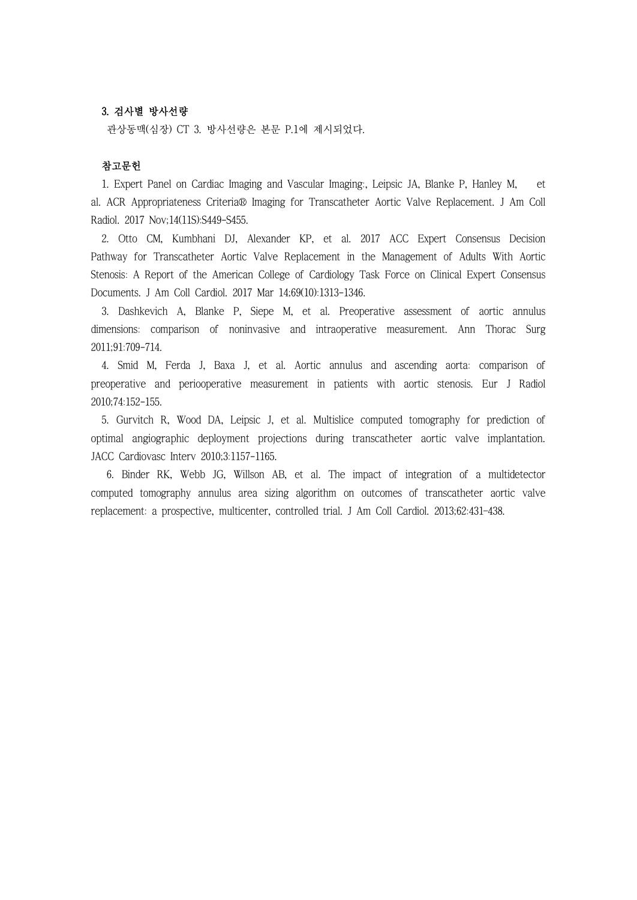### 3. 검사별 방사선량

관상동맥(심장) CT 3. 방사선량은 본문 P.1에 제시되었다.

### 참고문헌

1. Expert Panel on Cardiac Imaging and Vascular Imaging:, Leipsic JA, Blanke P, Hanley M, et al. ACR Appropriateness Criteria® Imaging for Transcatheter Aortic Valve Replacement. J Am Coll Radiol. 2017 Nov;14(11S):S449-S455.

2. Otto CM, Kumbhani DJ, Alexander KP, et al. 2017 ACC Expert Consensus Decision Pathway for Transcatheter Aortic Valve Replacement in the Management of Adults With Aortic Stenosis: A Report of the American College of Cardiology Task Force on Clinical Expert Consensus Documents. J Am Coll Cardiol. 2017 Mar 14;69(10):1313-1346.

3. Dashkevich A, Blanke P, Siepe M, et al. Preoperative assessment of aortic annulus dimensions: comparison of noninvasive and intraoperative measurement. Ann Thorac Surg 2011;91:709-714.

4. Smid M, Ferda J, Baxa J, et al. Aortic annulus and ascending aorta: comparison of preoperative and periooperative measurement in patients with aortic stenosis. Eur J Radiol 2010;74:152-155.

5. Gurvitch R, Wood DA, Leipsic J, et al. Multislice computed tomography for prediction of optimal angiographic deployment projections during transcatheter aortic valve implantation. JACC Cardiovasc Interv 2010;3:1157-1165.

6. Binder RK, Webb JG, Willson AB, et al. The impact of integration of a multidetector computed tomography annulus area sizing algorithm on outcomes of transcatheter aortic valve replacement: a prospective, multicenter, controlled trial. J Am Coll Cardiol. 2013;62:431-438.